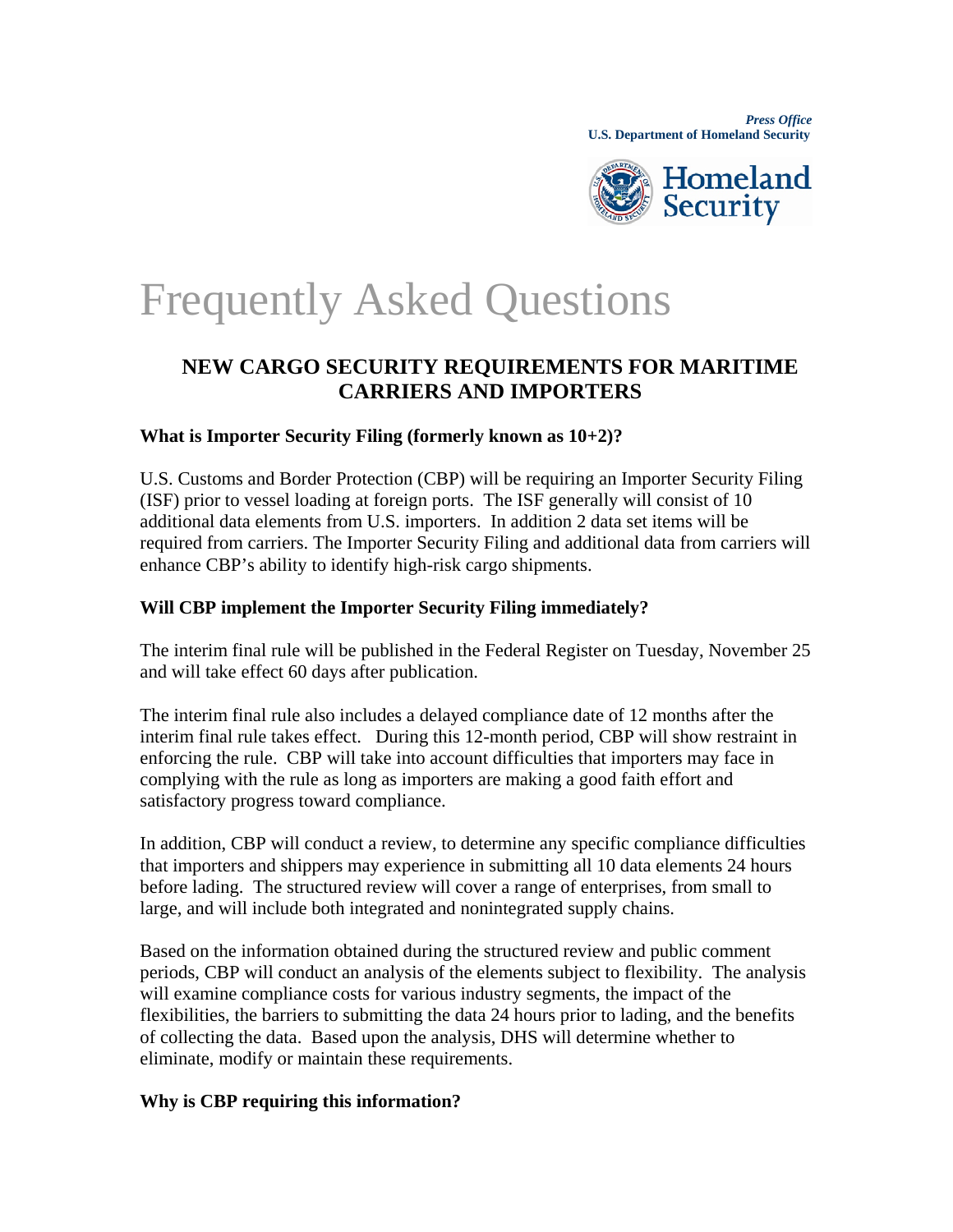*Press Office*
**U.S. Department of Homeland Security**

Homeland Security

# Frequently Asked Questions

## NEW CARGO SECURITY REQUIREMENTS FOR MARITIME CARRIERS AND IMPORTERS

**What is Importer Security Filing (formerly known as 10+2)?**

U.S. Customs and Border Protection (CBP) will be requiring an Importer Security Filing (ISF) prior to vessel loading at foreign ports. The ISF generally will consist of 10 additional data elements from U.S. importers. In addition 2 data set items will be required from carriers. The Importer Security Filing and additional data from carriers will enhance CBP's ability to identify high-risk cargo shipments.

**Will CBP implement the Importer Security Filing immediately?**

The interim final rule will be published in the Federal Register on Tuesday, November 25 and will take effect 60 days after publication.

The interim final rule also includes a delayed compliance date of 12 months after the interim final rule takes effect. During this 12-month period, CBP will show restraint in enforcing the rule. CBP will take into account difficulties that importers may face in complying with the rule as long as importers are making a good faith effort and satisfactory progress toward compliance.

In addition, CBP will conduct a review, to determine any specific compliance difficulties that importers and shippers may experience in submitting all 10 data elements 24 hours before lading. The structured review will cover a range of enterprises, from small to large, and will include both integrated and nonintegrated supply chains.

Based on the information obtained during the structured review and public comment periods, CBP will conduct an analysis of the elements subject to flexibility. The analysis will examine compliance costs for various industry segments, the impact of the flexibilities, the barriers to submitting the data 24 hours prior to lading, and the benefits of collecting the data. Based upon the analysis, DHS will determine whether to eliminate, modify or maintain these requirements.

**Why is CBP requiring this information?**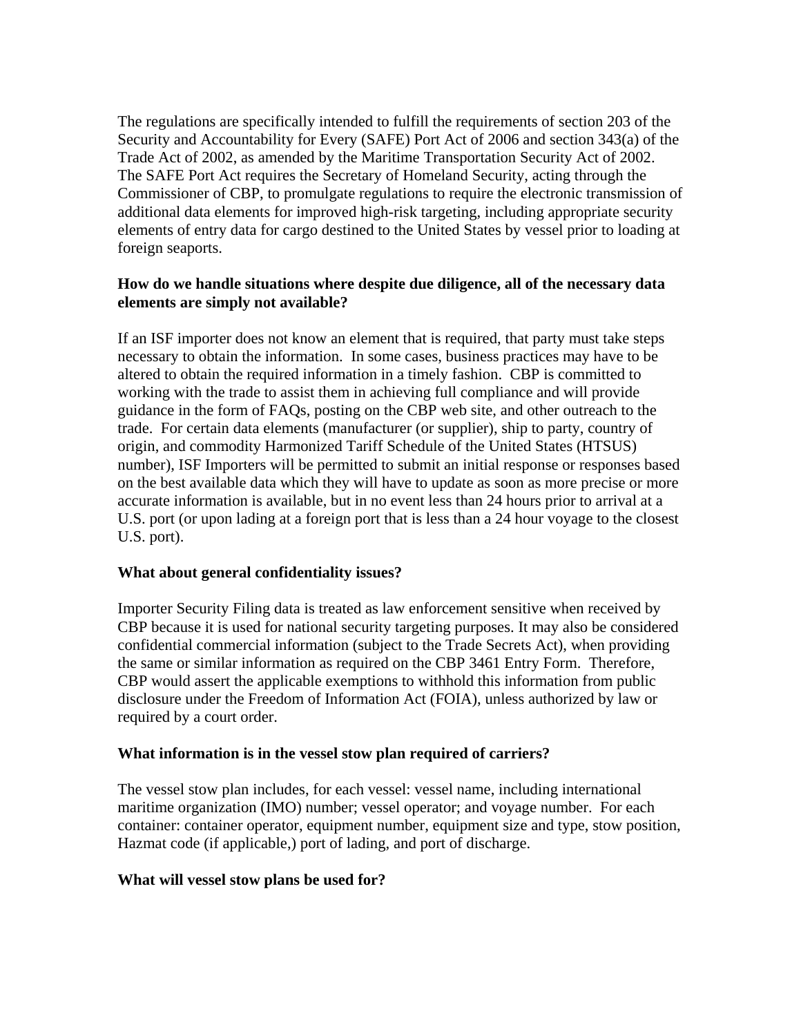The regulations are specifically intended to fulfill the requirements of section 203 of the Security and Accountability for Every (SAFE) Port Act of 2006 and section 343(a) of the Trade Act of 2002, as amended by the Maritime Transportation Security Act of 2002. The SAFE Port Act requires the Secretary of Homeland Security, acting through the Commissioner of CBP, to promulgate regulations to require the electronic transmission of additional data elements for improved high-risk targeting, including appropriate security elements of entry data for cargo destined to the United States by vessel prior to loading at foreign seaports.

**How do we handle situations where despite due diligence, all of the necessary data elements are simply not available?**

If an ISF importer does not know an element that is required, that party must take steps necessary to obtain the information. In some cases, business practices may have to be altered to obtain the required information in a timely fashion. CBP is committed to working with the trade to assist them in achieving full compliance and will provide guidance in the form of FAQs, posting on the CBP web site, and other outreach to the trade. For certain data elements (manufacturer (or supplier), ship to party, country of origin, and commodity Harmonized Tariff Schedule of the United States (HTSUS) number), ISF Importers will be permitted to submit an initial response or responses based on the best available data which they will have to update as soon as more precise or more accurate information is available, but in no event less than 24 hours prior to arrival at a U.S. port (or upon lading at a foreign port that is less than a 24 hour voyage to the closest U.S. port).

**What about general confidentiality issues?**

Importer Security Filing data is treated as law enforcement sensitive when received by CBP because it is used for national security targeting purposes. It may also be considered confidential commercial information (subject to the Trade Secrets Act), when providing the same or similar information as required on the CBP 3461 Entry Form. Therefore, CBP would assert the applicable exemptions to withhold this information from public disclosure under the Freedom of Information Act (FOIA), unless authorized by law or required by a court order.

**What information is in the vessel stow plan required of carriers?**

The vessel stow plan includes, for each vessel: vessel name, including international maritime organization (IMO) number; vessel operator; and voyage number. For each container: container operator, equipment number, equipment size and type, stow position, Hazmat code (if applicable,) port of lading, and port of discharge.

**What will vessel stow plans be used for?**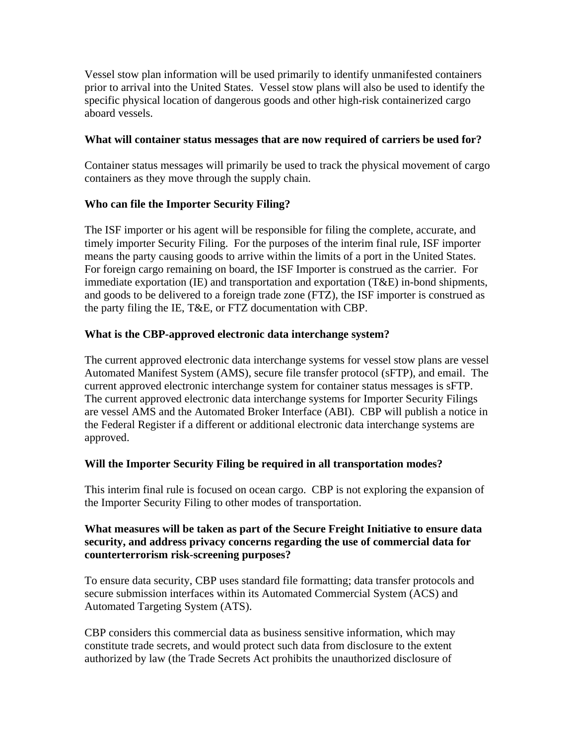Vessel stow plan information will be used primarily to identify unmanifested containers prior to arrival into the United States. Vessel stow plans will also be used to identify the specific physical location of dangerous goods and other high-risk containerized cargo aboard vessels.

**What will container status messages that are now required of carriers be used for?**

Container status messages will primarily be used to track the physical movement of cargo containers as they move through the supply chain.

**Who can file the Importer Security Filing?**

The ISF importer or his agent will be responsible for filing the complete, accurate, and timely importer Security Filing. For the purposes of the interim final rule, ISF importer means the party causing goods to arrive within the limits of a port in the United States. For foreign cargo remaining on board, the ISF Importer is construed as the carrier. For immediate exportation (IE) and transportation and exportation (T&E) in-bond shipments, and goods to be delivered to a foreign trade zone (FTZ), the ISF importer is construed as the party filing the IE, T&E, or FTZ documentation with CBP.

**What is the CBP-approved electronic data interchange system?**

The current approved electronic data interchange systems for vessel stow plans are vessel Automated Manifest System (AMS), secure file transfer protocol (sFTP), and email. The current approved electronic interchange system for container status messages is sFTP. The current approved electronic data interchange systems for Importer Security Filings are vessel AMS and the Automated Broker Interface (ABI). CBP will publish a notice in the Federal Register if a different or additional electronic data interchange systems are approved.

**Will the Importer Security Filing be required in all transportation modes?**

This interim final rule is focused on ocean cargo. CBP is not exploring the expansion of the Importer Security Filing to other modes of transportation.

**What measures will be taken as part of the Secure Freight Initiative to ensure data security, and address privacy concerns regarding the use of commercial data for counterterrorism risk-screening purposes?**

To ensure data security, CBP uses standard file formatting; data transfer protocols and secure submission interfaces within its Automated Commercial System (ACS) and Automated Targeting System (ATS).

CBP considers this commercial data as business sensitive information, which may constitute trade secrets, and would protect such data from disclosure to the extent authorized by law (the Trade Secrets Act prohibits the unauthorized disclosure of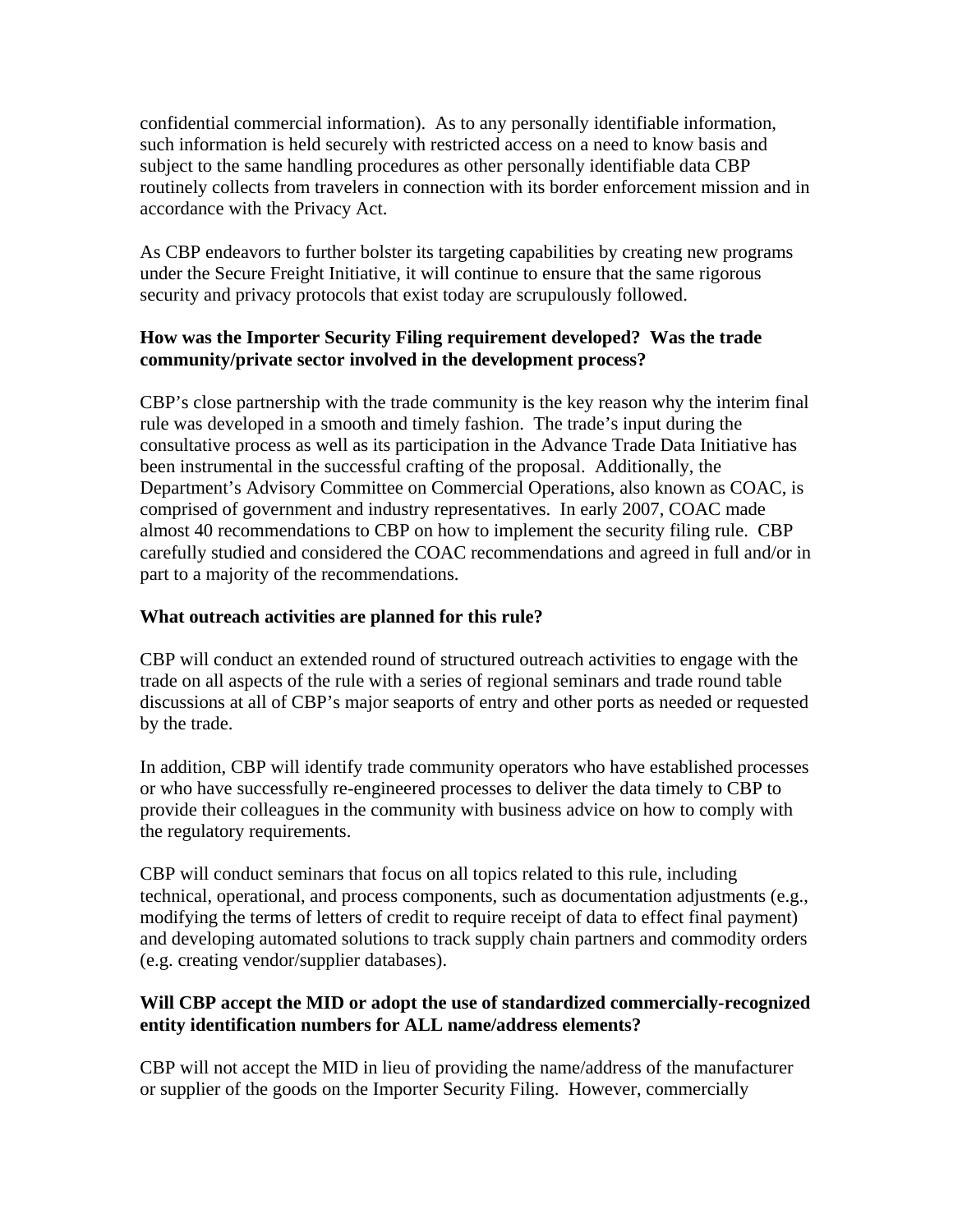confidential commercial information). As to any personally identifiable information, such information is held securely with restricted access on a need to know basis and subject to the same handling procedures as other personally identifiable data CBP routinely collects from travelers in connection with its border enforcement mission and in accordance with the Privacy Act.

As CBP endeavors to further bolster its targeting capabilities by creating new programs under the Secure Freight Initiative, it will continue to ensure that the same rigorous security and privacy protocols that exist today are scrupulously followed.

**How was the Importer Security Filing requirement developed? Was the trade community/private sector involved in the development process?**

CBP's close partnership with the trade community is the key reason why the interim final rule was developed in a smooth and timely fashion. The trade's input during the consultative process as well as its participation in the Advance Trade Data Initiative has been instrumental in the successful crafting of the proposal. Additionally, the Department's Advisory Committee on Commercial Operations, also known as COAC, is comprised of government and industry representatives. In early 2007, COAC made almost 40 recommendations to CBP on how to implement the security filing rule. CBP carefully studied and considered the COAC recommendations and agreed in full and/or in part to a majority of the recommendations.

**What outreach activities are planned for this rule?**

CBP will conduct an extended round of structured outreach activities to engage with the trade on all aspects of the rule with a series of regional seminars and trade round table discussions at all of CBP's major seaports of entry and other ports as needed or requested by the trade.

In addition, CBP will identify trade community operators who have established processes or who have successfully re-engineered processes to deliver the data timely to CBP to provide their colleagues in the community with business advice on how to comply with the regulatory requirements.

CBP will conduct seminars that focus on all topics related to this rule, including technical, operational, and process components, such as documentation adjustments (e.g., modifying the terms of letters of credit to require receipt of data to effect final payment) and developing automated solutions to track supply chain partners and commodity orders (e.g. creating vendor/supplier databases).

**Will CBP accept the MID or adopt the use of standardized commercially-recognized entity identification numbers for ALL name/address elements?**

CBP will not accept the MID in lieu of providing the name/address of the manufacturer or supplier of the goods on the Importer Security Filing. However, commercially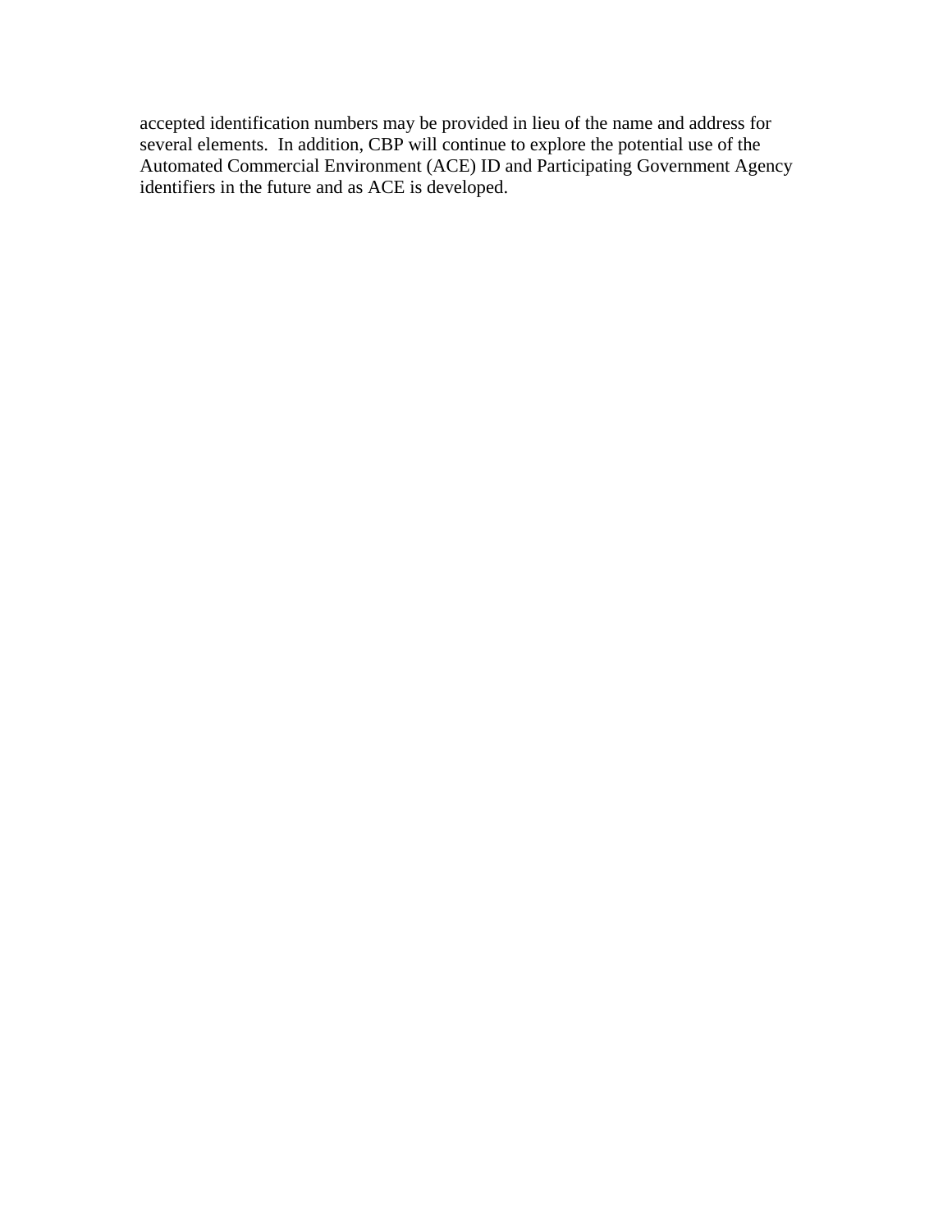accepted identification numbers may be provided in lieu of the name and address for several elements. In addition, CBP will continue to explore the potential use of the Automated Commercial Environment (ACE) ID and Participating Government Agency identifiers in the future and as ACE is developed.